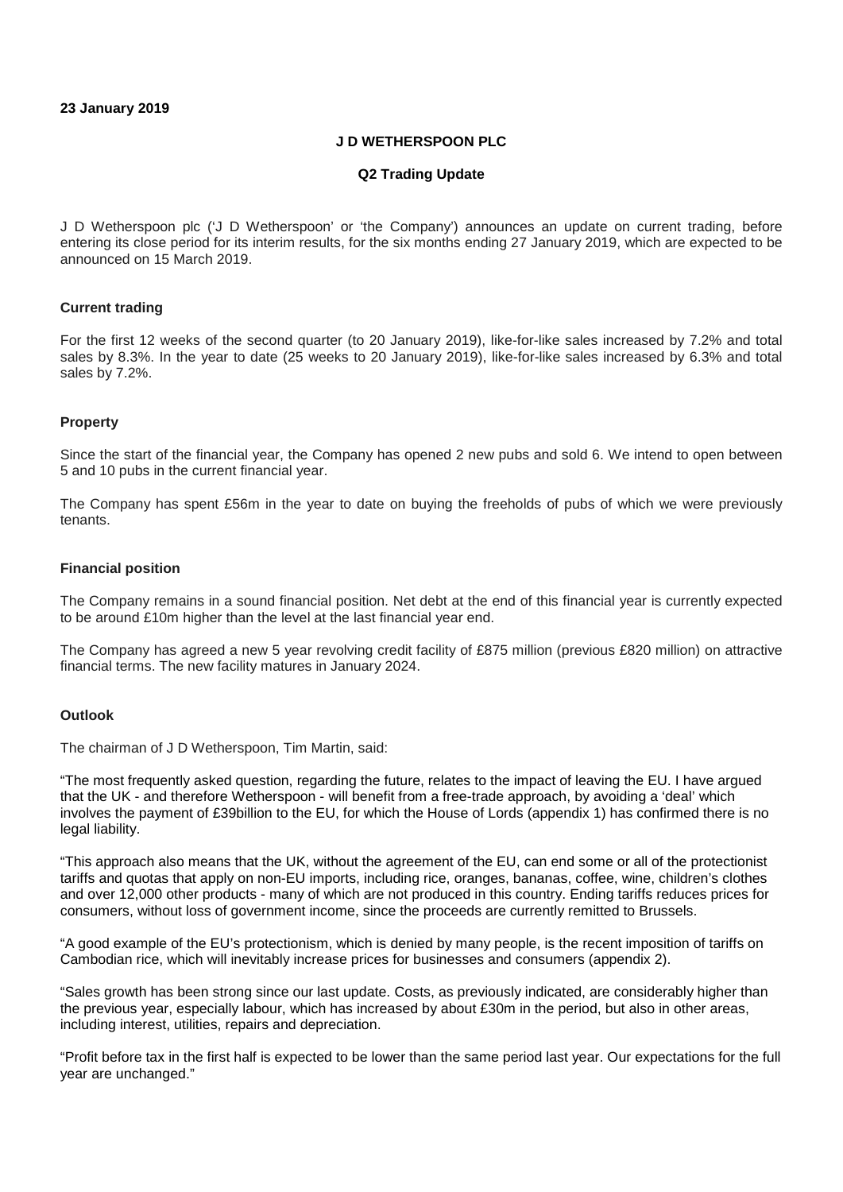**23 January 2019**

**J D WETHERSPOON PLC**

**Q2 Trading Update**

J D Wetherspoon plc ('J D Wetherspoon' or 'the Company') announces an update on current trading, before entering its close period for its interim results, for the six months ending 27 January 2019, which are expected to be announced on 15 March 2019.

**Current trading**

For the first 12 weeks of the second quarter (to 20 January 2019), like-for-like sales increased by 7.2% and total sales by 8.3%. In the year to date (25 weeks to 20 January 2019), like-for-like sales increased by 6.3% and total sales by 7.2%.

**Property**

Since the start of the financial year, the Company has opened 2 new pubs and sold 6. We intend to open between 5 and 10 pubs in the current financial year.

The Company has spent £56m in the year to date on buying the freeholds of pubs of which we were previously tenants.

**Financial position**

The Company remains in a sound financial position. Net debt at the end of this financial year is currently expected to be around £10m higher than the level at the last financial year end.

The Company has agreed a new 5 year revolving credit facility of £875 million (previous £820 million) on attractive financial terms. The new facility matures in January 2024.

**Outlook**

The chairman of J D Wetherspoon, Tim Martin, said:

"The most frequently asked question, regarding the future, relates to the impact of leaving the EU. I have argued that the UK - and therefore Wetherspoon - will benefit from a free-trade approach, by avoiding a 'deal' which involves the payment of £39billion to the EU, for which the House of Lords (appendix 1) has confirmed there is no legal liability.

"This approach also means that the UK, without the agreement of the EU, can end some or all of the protectionist tariffs and quotas that apply on non-EU imports, including rice, oranges, bananas, coffee, wine, children's clothes and over 12,000 other products - many of which are not produced in this country. Ending tariffs reduces prices for consumers, without loss of government income, since the proceeds are currently remitted to Brussels.

"A good example of the EU's protectionism, which is denied by many people, is the recent imposition of tariffs on Cambodian rice, which will inevitably increase prices for businesses and consumers (appendix 2).

"Sales growth has been strong since our last update. Costs, as previously indicated, are considerably higher than the previous year, especially labour, which has increased by about £30m in the period, but also in other areas, including interest, utilities, repairs and depreciation.

"Profit before tax in the first half is expected to be lower than the same period last year. Our expectations for the full year are unchanged."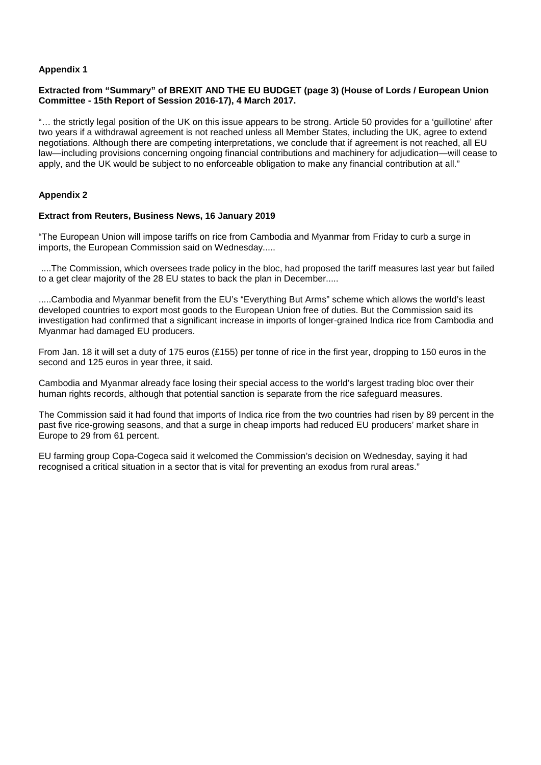**Appendix 1**

**Extracted from "Summary" of BREXIT AND THE EU BUDGET (page 3) (House of Lords / European Union Committee - 15th Report of Session 2016-17), 4 March 2017.**

"… the strictly legal position of the UK on this issue appears to be strong. Article 50 provides for a 'guillotine' after two years if a withdrawal agreement is not reached unless all Member States, including the UK, agree to extend negotiations. Although there are competing interpretations, we conclude that if agreement is not reached, all EU law—including provisions concerning ongoing financial contributions and machinery for adjudication—will cease to apply, and the UK would be subject to no enforceable obligation to make any financial contribution at all."

**Appendix 2**

**Extract from Reuters, Business News, 16 January 2019**

"The European Union will impose tariffs on rice from Cambodia and Myanmar from Friday to curb a surge in imports, the European Commission said on Wednesday.....

....The Commission, which oversees trade policy in the bloc, had proposed the tariff measures last year but failed to a get clear majority of the 28 EU states to back the plan in December.....

.....Cambodia and Myanmar benefit from the EU's "Everything But Arms" scheme which allows the world's least developed countries to export most goods to the European Union free of duties. But the Commission said its investigation had confirmed that a significant increase in imports of longer-grained Indica rice from Cambodia and Myanmar had damaged EU producers.

From Jan. 18 it will set a duty of 175 euros (£155) per tonne of rice in the first year, dropping to 150 euros in the second and 125 euros in year three, it said.

Cambodia and Myanmar already face losing their special access to the world's largest trading bloc over their human rights records, although that potential sanction is separate from the rice safeguard measures.

The Commission said it had found that imports of Indica rice from the two countries had risen by 89 percent in the past five rice-growing seasons, and that a surge in cheap imports had reduced EU producers' market share in Europe to 29 from 61 percent.

EU farming group Copa-Cogeca said it welcomed the Commission's decision on Wednesday, saying it had recognised a critical situation in a sector that is vital for preventing an exodus from rural areas."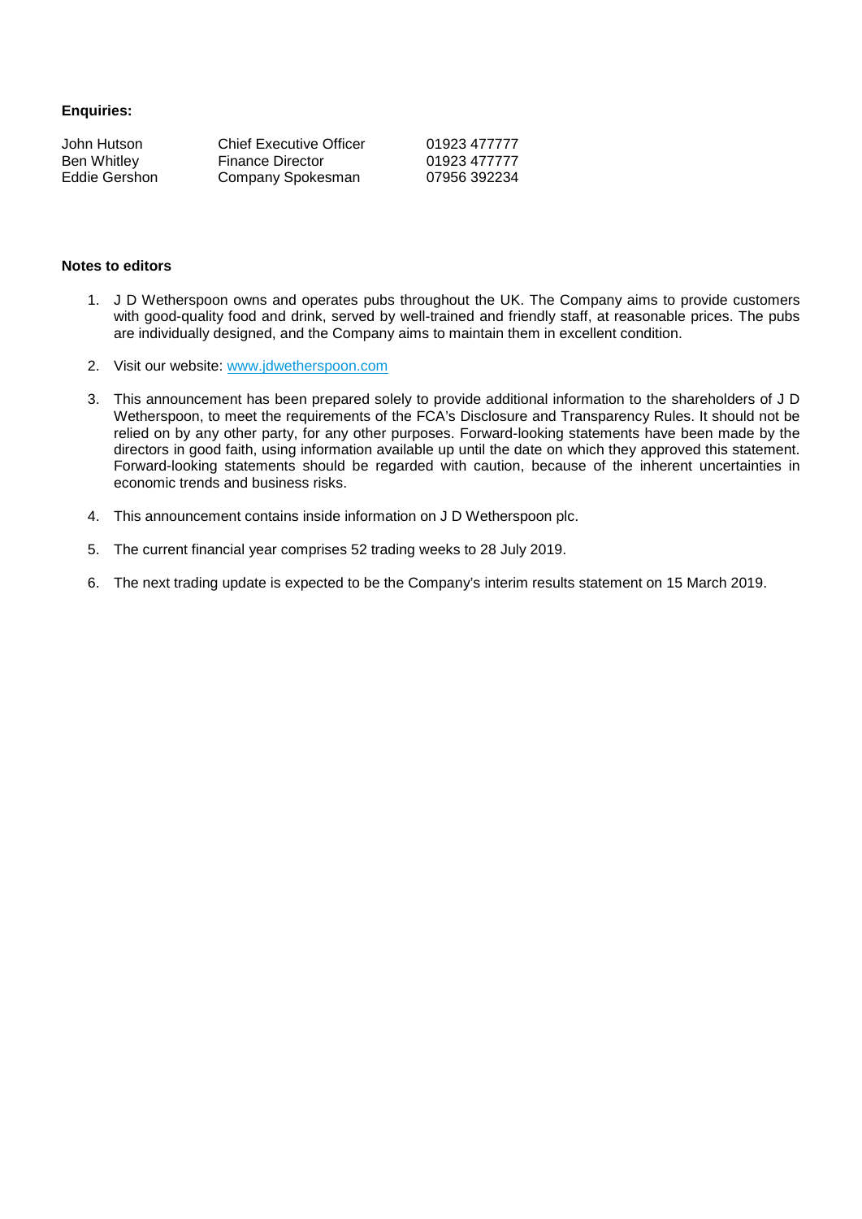**Enquiries:**

| | | |
|---|---|---|
| John Hutson | Chief Executive Officer | 01923 477777 |
| Ben Whitley | Finance Director | 01923 477777 |
| Eddie Gershon | Company Spokesman | 07956 392234 |

**Notes to editors**

1. J D Wetherspoon owns and operates pubs throughout the UK. The Company aims to provide customers with good-quality food and drink, served by well-trained and friendly staff, at reasonable prices. The pubs are individually designed, and the Company aims to maintain them in excellent condition.

2. Visit our website: www.jdwetherspoon.com

3. This announcement has been prepared solely to provide additional information to the shareholders of J D Wetherspoon, to meet the requirements of the FCA's Disclosure and Transparency Rules. It should not be relied on by any other party, for any other purposes. Forward-looking statements have been made by the directors in good faith, using information available up until the date on which they approved this statement. Forward-looking statements should be regarded with caution, because of the inherent uncertainties in economic trends and business risks.

4. This announcement contains inside information on J D Wetherspoon plc.

5. The current financial year comprises 52 trading weeks to 28 July 2019.

6. The next trading update is expected to be the Company's interim results statement on 15 March 2019.